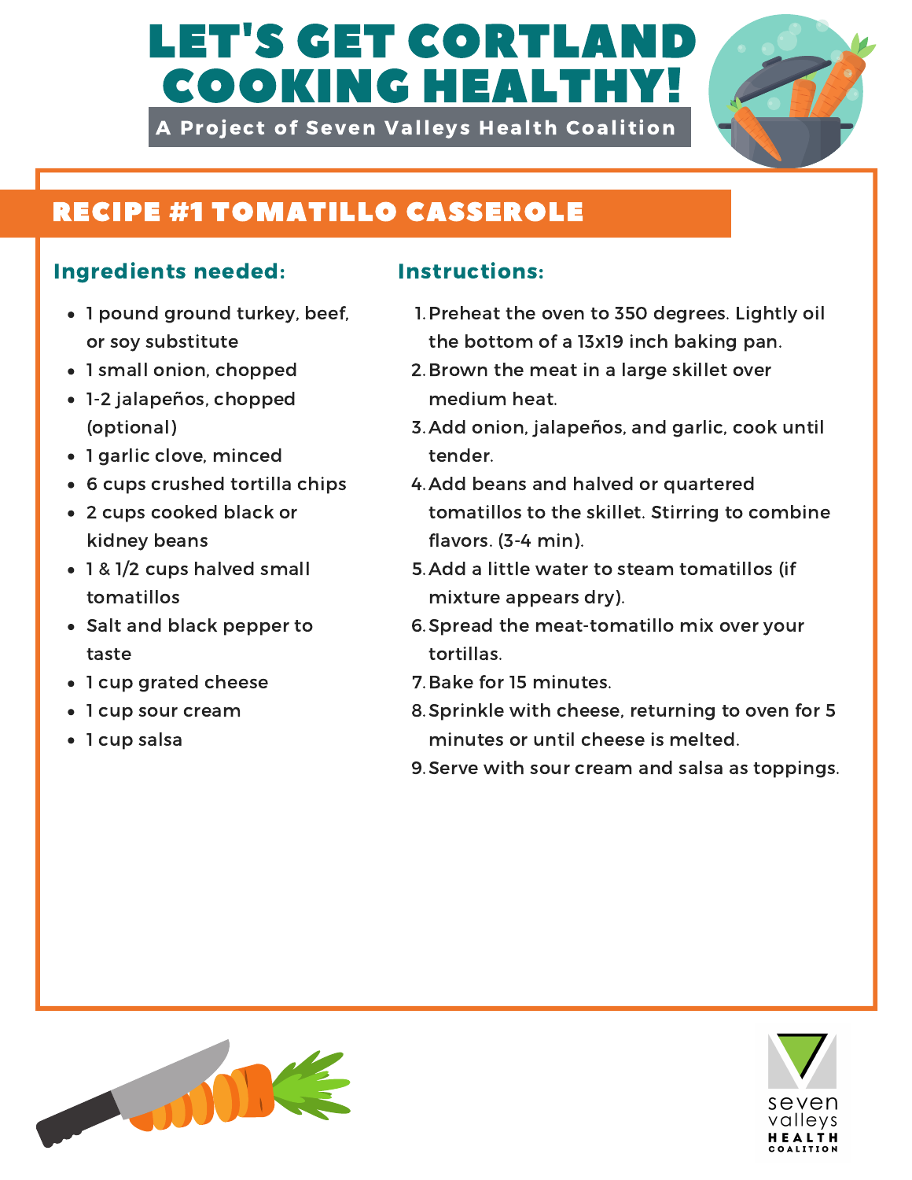# LET'S GET CORTLAND COOKING HEALTHY!

**A Project of Seven Valleys Health Coalition**

## RECIPE #1 TOMATILLO CASSEROLE

### Ingredients needed:

- 1 pound ground turkey, beef, or soy substitute
- 1 small onion, chopped
- 1-2 jalapeños, chopped (optional)
- 1 garlic clove, minced
- 6 cups crushed tortilla chips
- 2 cups cooked black or kidney beans
- 1 & 1/2 cups halved small tomatillos
- Salt and black pepper to taste
- 1 cup grated cheese
- 1 cup sour cream
- 1 cup salsa

### Instructions:

1. Preheat the oven to 350 degrees. Lightly oil the bottom of a 13x19 inch baking pan.
2. Brown the meat in a large skillet over medium heat.
3. Add onion, jalapeños, and garlic, cook until tender.
4. Add beans and halved or quartered tomatillos to the skillet. Stirring to combine flavors. (3-4 min).
5. Add a little water to steam tomatillos (if mixture appears dry).
6. Spread the meat-tomatillo mix over your tortillas.
7. Bake for 15 minutes.
8. Sprinkle with cheese, returning to oven for 5 minutes or until cheese is melted.
9. Serve with sour cream and salsa as toppings.

seven valleys HEALTH COALITION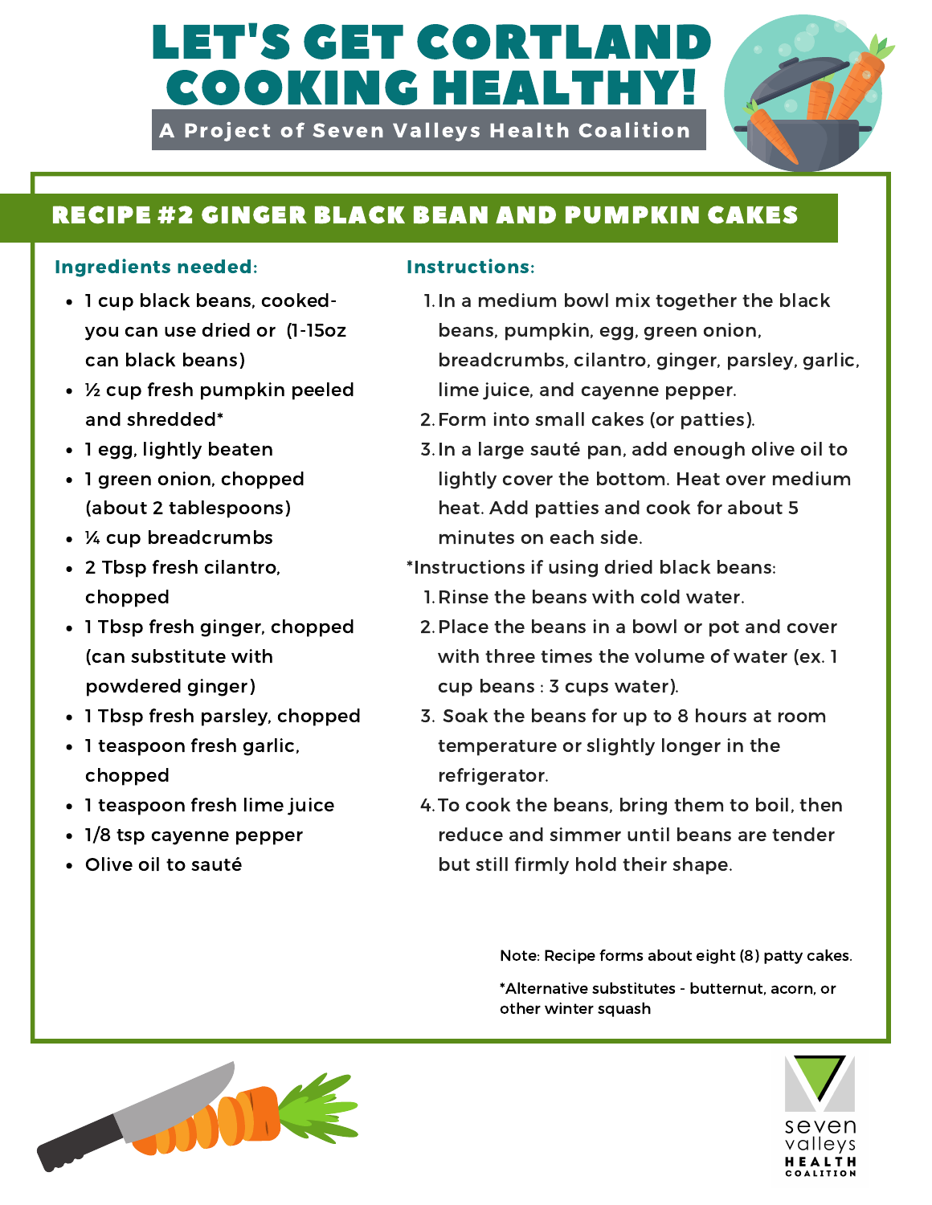# LET'S GET CORTLAND COOKING HEALTHY!

**A Project of Seven Valleys Health Coalition**

## RECIPE #2 GINGER BLACK BEAN AND PUMPKIN CAKES

### Ingredients needed:

- 1 cup black beans, cooked- you can use dried or (1-15oz can black beans)
- ½ cup fresh pumpkin peeled and shredded*
- 1 egg, lightly beaten
- 1 green onion, chopped (about 2 tablespoons)
- ¼ cup breadcrumbs
- 2 Tbsp fresh cilantro, chopped
- 1 Tbsp fresh ginger, chopped (can substitute with powdered ginger)
- 1 Tbsp fresh parsley, chopped
- 1 teaspoon fresh garlic, chopped
- 1 teaspoon fresh lime juice
- 1/8 tsp cayenne pepper
- Olive oil to sauté

### Instructions:

1. In a medium bowl mix together the black beans, pumpkin, egg, green onion, breadcrumbs, cilantro, ginger, parsley, garlic, lime juice, and cayenne pepper.
2. Form into small cakes (or patties).
3. In a large sauté pan, add enough olive oil to lightly cover the bottom. Heat over medium heat. Add patties and cook for about 5 minutes on each side.

*Instructions if using dried black beans:

1. Rinse the beans with cold water.
2. Place the beans in a bowl or pot and cover with three times the volume of water (ex. 1 cup beans : 3 cups water).
3. Soak the beans for up to 8 hours at room temperature or slightly longer in the refrigerator.
4. To cook the beans, bring them to boil, then reduce and simmer until beans are tender but still firmly hold their shape.

Note: Recipe forms about eight (8) patty cakes.

*Alternative substitutes - butternut, acorn, or other winter squash

seven valleys HEALTH COALITION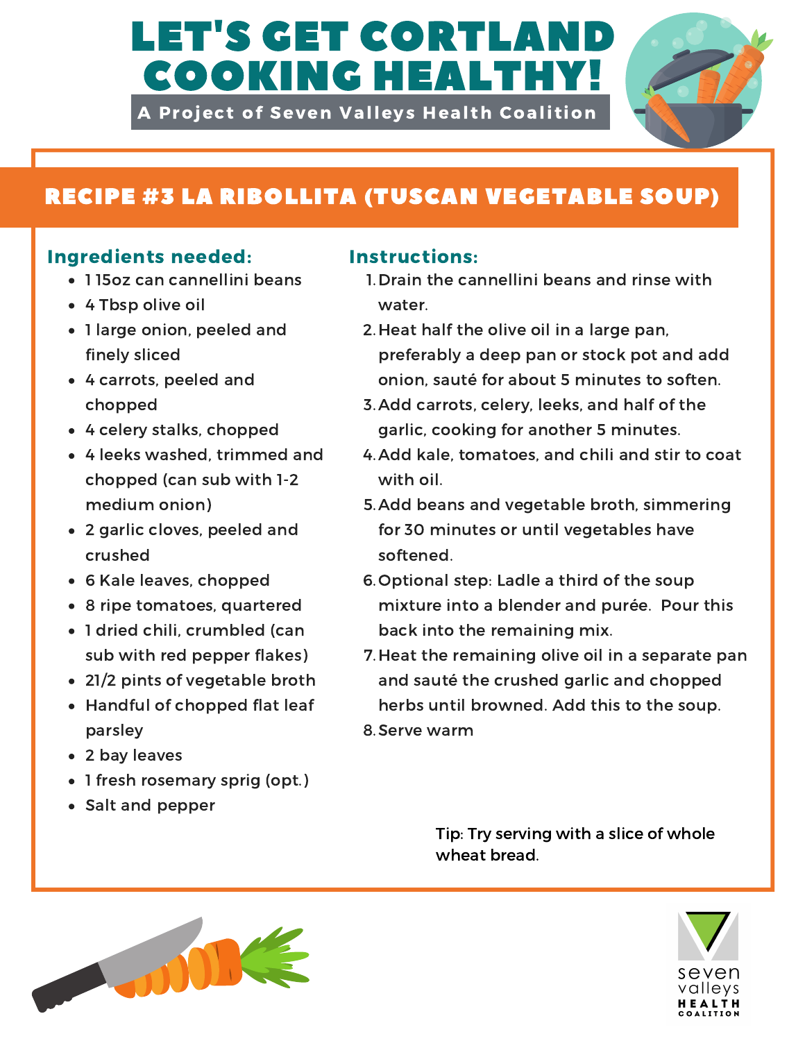# LET'S GET CORTLAND COOKING HEALTHY!

**A Project of Seven Valleys Health Coalition**

## RECIPE #3 LA RIBOLLITA (TUSCAN VEGETABLE SOUP)

### Ingredients needed:

- 1 15oz can cannellini beans
- 4 Tbsp olive oil
- 1 large onion, peeled and finely sliced
- 4 carrots, peeled and chopped
- 4 celery stalks, chopped
- 4 leeks washed, trimmed and chopped (can sub with 1-2 medium onion)
- 2 garlic cloves, peeled and crushed
- 6 Kale leaves, chopped
- 8 ripe tomatoes, quartered
- 1 dried chili, crumbled (can sub with red pepper flakes)
- 21/2 pints of vegetable broth
- Handful of chopped flat leaf parsley
- 2 bay leaves
- 1 fresh rosemary sprig (opt.)
- Salt and pepper

### Instructions:

1. Drain the cannellini beans and rinse with water.
2. Heat half the olive oil in a large pan, preferably a deep pan or stock pot and add onion, sauté for about 5 minutes to soften.
3. Add carrots, celery, leeks, and half of the garlic, cooking for another 5 minutes.
4. Add kale, tomatoes, and chili and stir to coat with oil.
5. Add beans and vegetable broth, simmering for 30 minutes or until vegetables have softened.
6. Optional step: Ladle a third of the soup mixture into a blender and purée. Pour this back into the remaining mix.
7. Heat the remaining olive oil in a separate pan and sauté the crushed garlic and chopped herbs until browned. Add this to the soup.
8. Serve warm

Tip: Try serving with a slice of whole wheat bread.

seven valleys HEALTH COALITION